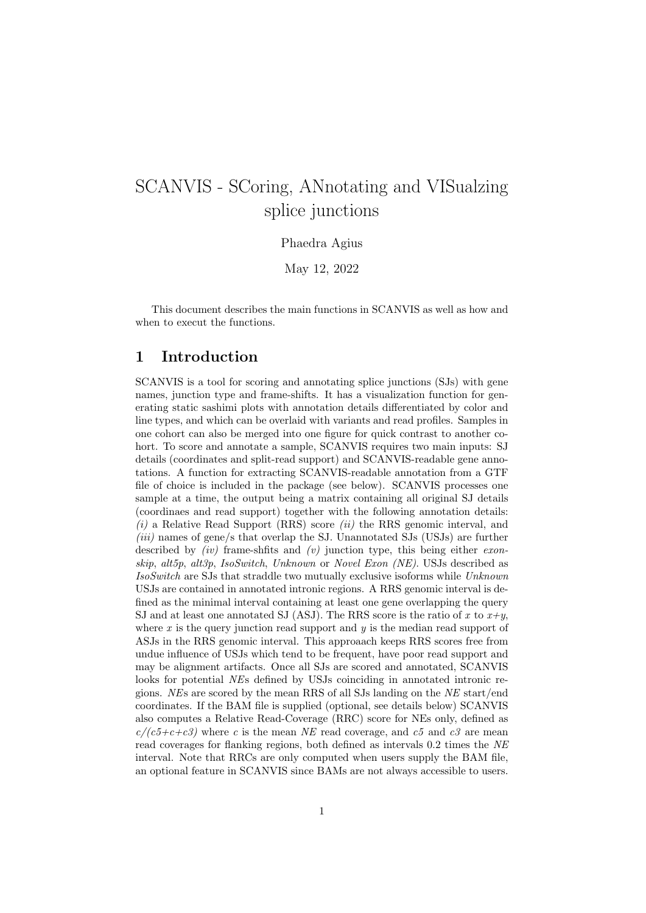# SCANVIS - SCoring, ANnotating and VISualzing splice junctions

Phaedra Agius

May 12, 2022

This document describes the main functions in SCANVIS as well as how and when to execut the functions.

## 1 Introduction

SCANVIS is a tool for scoring and annotating splice junctions (SJs) with gene names, junction type and frame-shifts. It has a visualization function for generating static sashimi plots with annotation details differentiated by color and line types, and which can be overlaid with variants and read profiles. Samples in one cohort can also be merged into one figure for quick contrast to another cohort. To score and annotate a sample, SCANVIS requires two main inputs: SJ details (coordinates and split-read support) and SCANVIS-readable gene annotations. A function for extracting SCANVIS-readable annotation from a GTF file of choice is included in the package (see below). SCANVIS processes one sample at a time, the output being a matrix containing all original SJ details (coordinaes and read support) together with the following annotation details: *(i)* a Relative Read Support (RRS) score *(ii)* the RRS genomic interval, and *(iii)* names of gene/s that overlap the SJ. Unannotated SJs (USJs) are further described by *(iv)* frame-shfits and *(v)* junction type, this being either *exon-skip*, *alt5p*, *alt3p*, *IsoSwitch*, *Unknown* or *Novel Exon (NE)*. USJs described as *IsoSwitch* are SJs that straddle two mutually exclusive isoforms while *Unknown* USJs are contained in annotated intronic regions. A RRS genomic interval is defined as the minimal interval containing at least one gene overlapping the query SJ and at least one annotated SJ (ASJ). The RRS score is the ratio of $x$ to $x$+$y$, where $x$ is the query junction read support and $y$ is the median read support of ASJs in the RRS genomic interval. This approaach keeps RRS scores free from undue influence of USJs which tend to be frequent, have poor read support and may be alignment artifacts. Once all SJs are scored and annotated, SCANVIS looks for potential *NE*s defined by USJs coinciding in annotated intronic regions. *NE*s are scored by the mean RRS of all SJs landing on the *NE* start/end coordinates. If the BAM file is supplied (optional, see details below) SCANVIS also computes a Relative Read-Coverage (RRC) score for NEs only, defined as $c/(c5+c+c3)$ where $c$ is the mean *NE* read coverage, and $c5$ and $c3$ are mean read coverages for flanking regions, both defined as intervals 0.2 times the *NE* interval. Note that RRCs are only computed when users supply the BAM file, an optional feature in SCANVIS since BAMs are not always accessible to users.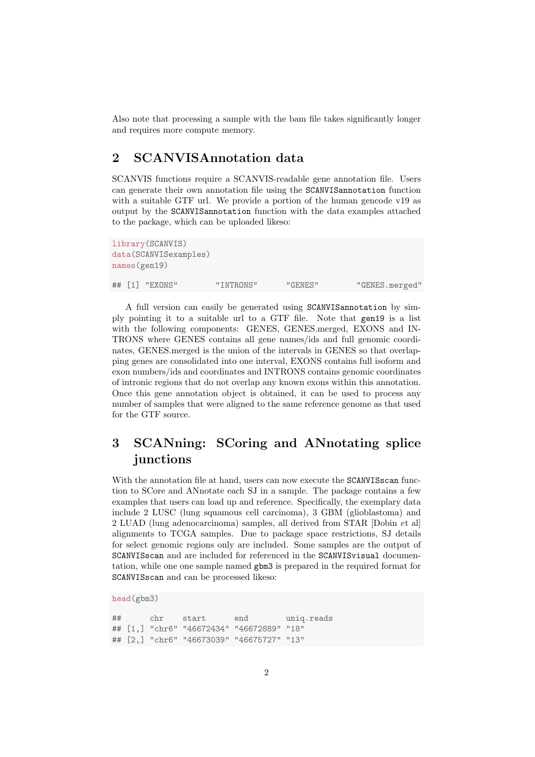Also note that processing a sample with the bam file takes significantly longer and requires more compute memory.

## 2 SCANVISAnnotation data

SCANVIS functions require a SCANVIS-readable gene annotation file. Users can generate their own annotation file using the `SCANVISannotation` function with a suitable GTF url. We provide a portion of the human gencode v19 as output by the `SCANVISannotation` function with the data examples attached to the package, which can be uploaded likeso:

```
library(SCANVIS)
data(SCANVISexamples)
names(gen19)

## [1] "EXONS"        "INTRONS"      "GENES"        "GENES.merged"
```

A full version can easily be generated using `SCANVISannotation` by simply pointing it to a suitable url to a GTF file. Note that `gen19` is a list with the following components: GENES, GENES.merged, EXONS and INTRONS where GENES contains all gene names/ids and full genomic coordinates, GENES.merged is the union of the intervals in GENES so that overlapping genes are consolidated into one interval, EXONS contains full isoform and exon numbers/ids and coordinates and INTRONS contains genomic coordinates of intronic regions that do not overlap any known exons within this annotation. Once this gene annotation object is obtained, it can be used to process any number of samples that were aligned to the same reference genome as that used for the GTF source.

## 3 SCANning: SCoring and ANnotating splice junctions

With the annotation file at hand, users can now execute the `SCANVISscan` function to SCore and ANnotate each SJ in a sample. The package contains a few examples that users can load up and reference. Specifically, the exemplary data include 2 LUSC (lung squamous cell carcinoma), 3 GBM (glioblastoma) and 2 LUAD (lung adenocarcinoma) samples, all derived from STAR [Dobin *et* al] alignments to TCGA samples. Due to package space restrictions, SJ details for select genomic regions only are included. Some samples are the output of `SCANVISscan` and are included for referenced in the `SCANVISvisual` documentation, while one one sample named `gbm3` is prepared in the required format for `SCANVISscan` and can be processed likeso:

```
head(gbm3)

##      chr    start      end        uniq.reads
## [1,] "chr6" "46672434" "46672889" "18"
## [2,] "chr6" "46673039" "46675727" "13"
```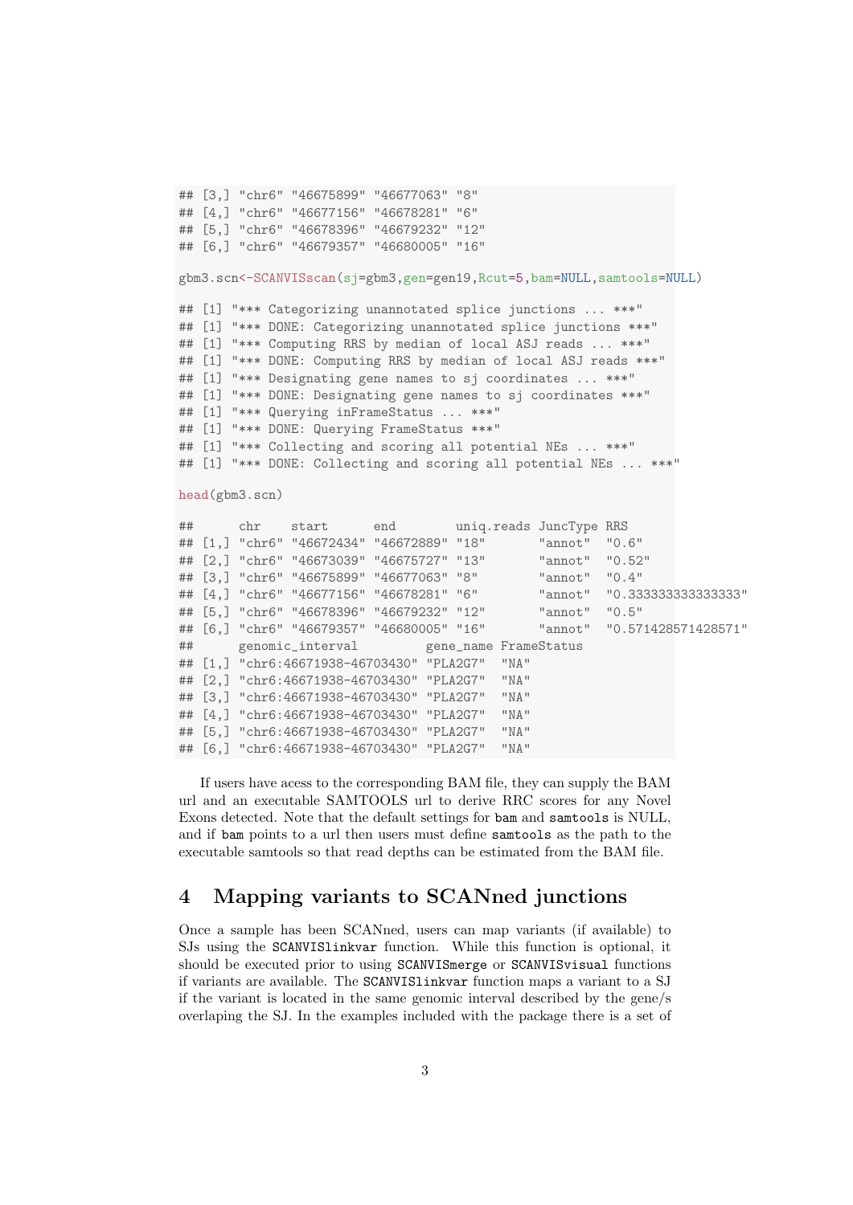```
## [3,] "chr6" "46675899" "46677063" "8"
## [4,] "chr6" "46677156" "46678281" "6"
## [5,] "chr6" "46678396" "46679232" "12"
## [6,] "chr6" "46679357" "46680005" "16"
```

```
gbm3.scn<-SCANVISscan(sj=gbm3,gen=gen19,Rcut=5,bam=NULL,samtools=NULL)
```

```
## [1] "*** Categorizing unannotated splice junctions ... ***"
## [1] "*** DONE: Categorizing unannotated splice junctions ***"
## [1] "*** Computing RRS by median of local ASJ reads ... ***"
## [1] "*** DONE: Computing RRS by median of local ASJ reads ***"
## [1] "*** Designating gene names to sj coordinates ... ***"
## [1] "*** DONE: Designating gene names to sj coordinates ***"
## [1] "*** Querying inFrameStatus ... ***"
## [1] "*** DONE: Querying FrameStatus ***"
## [1] "*** Collecting and scoring all potential NEs ... ***"
## [1] "*** DONE: Collecting and scoring all potential NEs ... ***"
```

```
head(gbm3.scn)
```

```
##      chr    start      end        uniq.reads JuncType RRS
## [1,] "chr6" "46672434" "46672889" "18"       "annot"  "0.6"
## [2,] "chr6" "46673039" "46675727" "13"       "annot"  "0.52"
## [3,] "chr6" "46675899" "46677063" "8"        "annot"  "0.4"
## [4,] "chr6" "46677156" "46678281" "6"        "annot"  "0.333333333333333"
## [5,] "chr6" "46678396" "46679232" "12"       "annot"  "0.5"
## [6,] "chr6" "46679357" "46680005" "16"       "annot"  "0.571428571428571"
##      genomic_interval         gene_name FrameStatus
## [1,] "chr6:46671938-46703430" "PLA2G7"  "NA"
## [2,] "chr6:46671938-46703430" "PLA2G7"  "NA"
## [3,] "chr6:46671938-46703430" "PLA2G7"  "NA"
## [4,] "chr6:46671938-46703430" "PLA2G7"  "NA"
## [5,] "chr6:46671938-46703430" "PLA2G7"  "NA"
## [6,] "chr6:46671938-46703430" "PLA2G7"  "NA"
```

If users have acess to the corresponding BAM file, they can supply the BAM url and an executable SAMTOOLS url to derive RRC scores for any Novel Exons detected. Note that the default settings for `bam` and `samtools` is NULL, and if `bam` points to a url then users must define `samtools` as the path to the executable samtools so that read depths can be estimated from the BAM file.

# 4 Mapping variants to SCANned junctions

Once a sample has been SCANned, users can map variants (if available) to SJs using the `SCANVISlinkvar` function. While this function is optional, it should be executed prior to using `SCANVISmerge` or `SCANVISvisual` functions if variants are available. The `SCANVISlinkvar` function maps a variant to a SJ if the variant is located in the same genomic interval described by the gene/s overlaping the SJ. In the examples included with the package there is a set of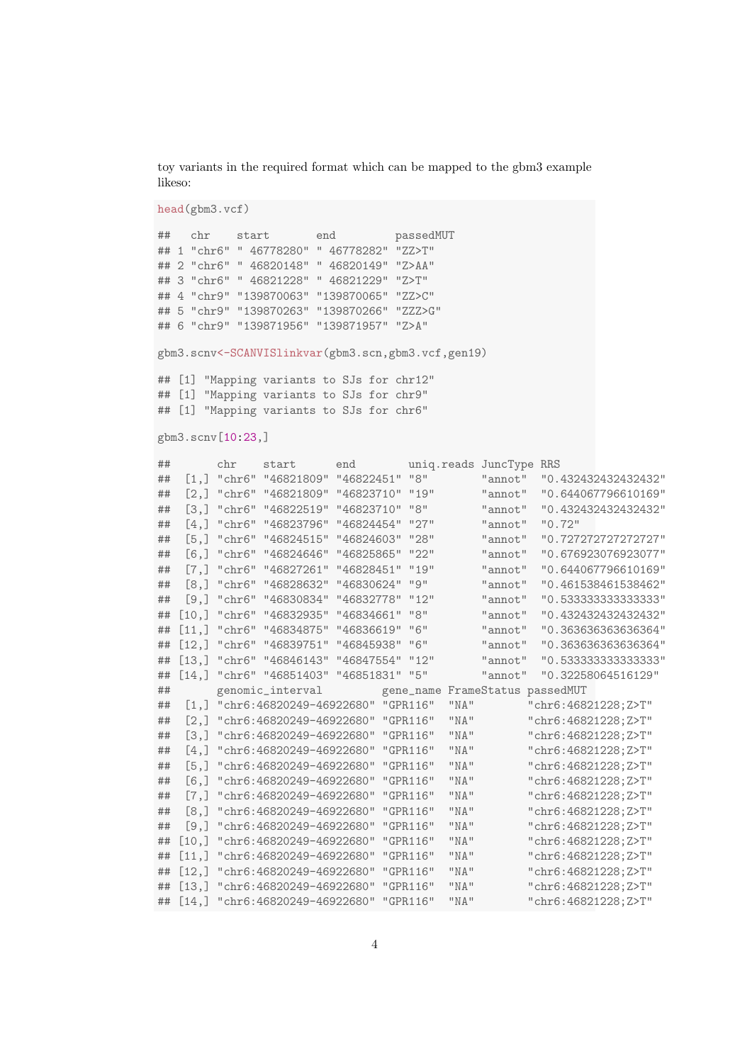toy variants in the required format which can be mapped to the gbm3 example likeso:

```
head(gbm3.vcf)

##   chr    start       end         passedMUT
## 1 "chr6" " 46778280" " 46778282" "ZZ>T"
## 2 "chr6" " 46820148" " 46820149" "Z>AA"
## 3 "chr6" " 46821228" " 46821229" "Z>T"
## 4 "chr9" "139870063" "139870065" "ZZ>C"
## 5 "chr9" "139870263" "139870266" "ZZZ>G"
## 6 "chr9" "139871956" "139871957" "Z>A"

gbm3.scnv<-SCANVISlinkvar(gbm3.scn,gbm3.vcf,gen19)

## [1] "Mapping variants to SJs for chr12"
## [1] "Mapping variants to SJs for chr9"
## [1] "Mapping variants to SJs for chr6"

gbm3.scnv[10:23,]

##       chr    start      end        uniq.reads JuncType RRS
##  [1,] "chr6" "46821809" "46822451" "8"        "annot"  "0.432432432432432"
##  [2,] "chr6" "46821809" "46823710" "19"       "annot"  "0.644067796610169"
##  [3,] "chr6" "46822519" "46823710" "8"        "annot"  "0.432432432432432"
##  [4,] "chr6" "46823796" "46824454" "27"       "annot"  "0.72"
##  [5,] "chr6" "46824515" "46824603" "28"       "annot"  "0.727272727272727"
##  [6,] "chr6" "46824646" "46825865" "22"       "annot"  "0.676923076923077"
##  [7,] "chr6" "46827261" "46828451" "19"       "annot"  "0.644067796610169"
##  [8,] "chr6" "46828632" "46830624" "9"        "annot"  "0.461538461538462"
##  [9,] "chr6" "46830834" "46832778" "12"       "annot"  "0.533333333333333"
## [10,] "chr6" "46832935" "46834661" "8"        "annot"  "0.432432432432432"
## [11,] "chr6" "46834875" "46836619" "6"        "annot"  "0.363636363636364"
## [12,] "chr6" "46839751" "46845938" "6"        "annot"  "0.363636363636364"
## [13,] "chr6" "46846143" "46847554" "12"       "annot"  "0.533333333333333"
## [14,] "chr6" "46851403" "46851831" "5"        "annot"  "0.32258064516129"
##       genomic_interval         gene_name FrameStatus passedMUT
##  [1,] "chr6:46820249-46922680" "GPR116"  "NA"        "chr6:46821228;Z>T"
##  [2,] "chr6:46820249-46922680" "GPR116"  "NA"        "chr6:46821228;Z>T"
##  [3,] "chr6:46820249-46922680" "GPR116"  "NA"        "chr6:46821228;Z>T"
##  [4,] "chr6:46820249-46922680" "GPR116"  "NA"        "chr6:46821228;Z>T"
##  [5,] "chr6:46820249-46922680" "GPR116"  "NA"        "chr6:46821228;Z>T"
##  [6,] "chr6:46820249-46922680" "GPR116"  "NA"        "chr6:46821228;Z>T"
##  [7,] "chr6:46820249-46922680" "GPR116"  "NA"        "chr6:46821228;Z>T"
##  [8,] "chr6:46820249-46922680" "GPR116"  "NA"        "chr6:46821228;Z>T"
##  [9,] "chr6:46820249-46922680" "GPR116"  "NA"        "chr6:46821228;Z>T"
## [10,] "chr6:46820249-46922680" "GPR116"  "NA"        "chr6:46821228;Z>T"
## [11,] "chr6:46820249-46922680" "GPR116"  "NA"        "chr6:46821228;Z>T"
## [12,] "chr6:46820249-46922680" "GPR116"  "NA"        "chr6:46821228;Z>T"
## [13,] "chr6:46820249-46922680" "GPR116"  "NA"        "chr6:46821228;Z>T"
## [14,] "chr6:46820249-46922680" "GPR116"  "NA"        "chr6:46821228;Z>T"
```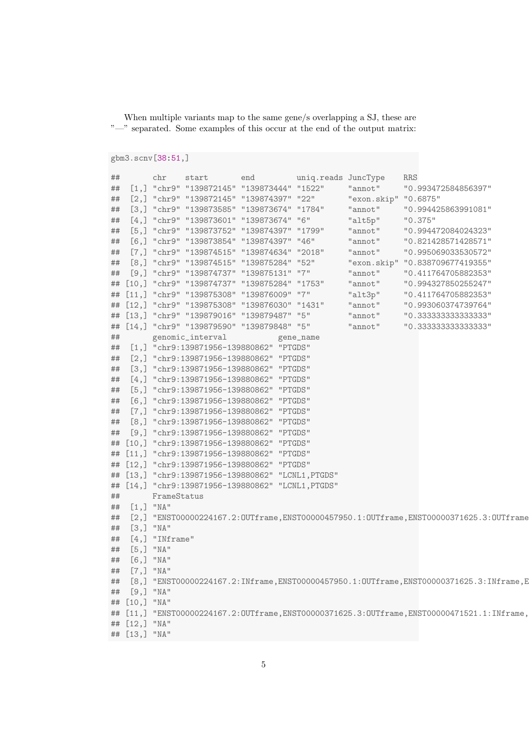When multiple variants map to the same gene/s overlapping a SJ, these are "—" separated. Some examples of this occur at the end of the output matrix:

```
gbm3.scnv[38:51,]
```

```
##       chr    start       end         uniq.reads JuncType    RRS
##  [1,] "chr9" "139872145" "139873444" "1522"     "annot"     "0.993472584856397"
##  [2,] "chr9" "139872145" "139874397" "22"       "exon.skip" "0.6875"
##  [3,] "chr9" "139873585" "139873674" "1784"     "annot"     "0.994425863991081"
##  [4,] "chr9" "139873601" "139873674" "6"        "alt5p"     "0.375"
##  [5,] "chr9" "139873752" "139874397" "1799"     "annot"     "0.994472084024323"
##  [6,] "chr9" "139873854" "139874397" "46"       "annot"     "0.821428571428571"
##  [7,] "chr9" "139874515" "139874634" "2018"     "annot"     "0.995069033530572"
##  [8,] "chr9" "139874515" "139875284" "52"       "exon.skip" "0.838709677419355"
##  [9,] "chr9" "139874737" "139875131" "7"        "annot"     "0.411764705882353"
## [10,] "chr9" "139874737" "139875284" "1753"     "annot"     "0.994327850255247"
## [11,] "chr9" "139875308" "139876009" "7"        "alt3p"     "0.411764705882353"
## [12,] "chr9" "139875308" "139876030" "1431"     "annot"     "0.993060374739764"
## [13,] "chr9" "139879016" "139879487" "5"        "annot"     "0.333333333333333"
## [14,] "chr9" "139879590" "139879848" "5"        "annot"     "0.333333333333333"
##       genomic_interval           gene_name
##  [1,] "chr9:139871956-139880862" "PTGDS"
##  [2,] "chr9:139871956-139880862" "PTGDS"
##  [3,] "chr9:139871956-139880862" "PTGDS"
##  [4,] "chr9:139871956-139880862" "PTGDS"
##  [5,] "chr9:139871956-139880862" "PTGDS"
##  [6,] "chr9:139871956-139880862" "PTGDS"
##  [7,] "chr9:139871956-139880862" "PTGDS"
##  [8,] "chr9:139871956-139880862" "PTGDS"
##  [9,] "chr9:139871956-139880862" "PTGDS"
## [10,] "chr9:139871956-139880862" "PTGDS"
## [11,] "chr9:139871956-139880862" "PTGDS"
## [12,] "chr9:139871956-139880862" "PTGDS"
## [13,] "chr9:139871956-139880862" "LCNL1,PTGDS"
## [14,] "chr9:139871956-139880862" "LCNL1,PTGDS"
##       FrameStatus
##  [1,] "NA"
##  [2,] "ENST00000224167.2:OUTframe,ENST00000457950.1:OUTframe,ENST00000371625.3:OUTframe
##  [3,] "NA"
##  [4,] "INframe"
##  [5,] "NA"
##  [6,] "NA"
##  [7,] "NA"
##  [8,] "ENST00000224167.2:INframe,ENST00000457950.1:OUTframe,ENST00000371625.3:INframe,E
##  [9,] "NA"
## [10,] "NA"
## [11,] "ENST00000224167.2:OUTframe,ENST00000371625.3:OUTframe,ENST00000471521.1:INframe,
## [12,] "NA"
## [13,] "NA"
```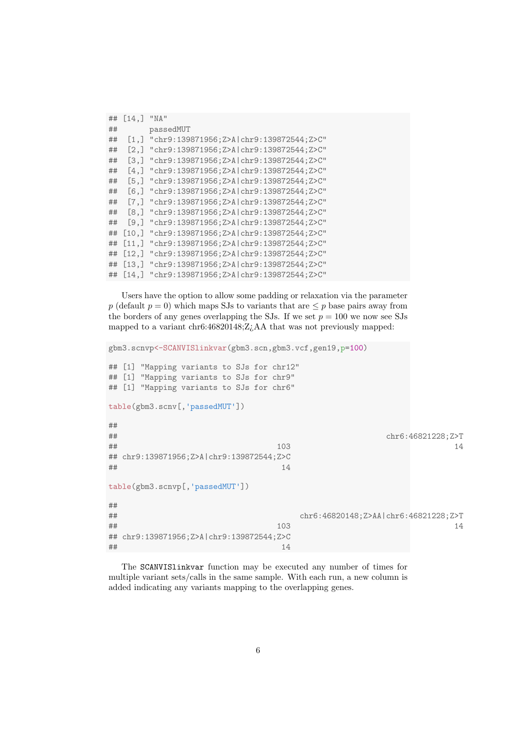```
## [14,] "NA"
##       passedMUT
##  [1,] "chr9:139871956;Z>A|chr9:139872544;Z>C"
##  [2,] "chr9:139871956;Z>A|chr9:139872544;Z>C"
##  [3,] "chr9:139871956;Z>A|chr9:139872544;Z>C"
##  [4,] "chr9:139871956;Z>A|chr9:139872544;Z>C"
##  [5,] "chr9:139871956;Z>A|chr9:139872544;Z>C"
##  [6,] "chr9:139871956;Z>A|chr9:139872544;Z>C"
##  [7,] "chr9:139871956;Z>A|chr9:139872544;Z>C"
##  [8,] "chr9:139871956;Z>A|chr9:139872544;Z>C"
##  [9,] "chr9:139871956;Z>A|chr9:139872544;Z>C"
## [10,] "chr9:139871956;Z>A|chr9:139872544;Z>C"
## [11,] "chr9:139871956;Z>A|chr9:139872544;Z>C"
## [12,] "chr9:139871956;Z>A|chr9:139872544;Z>C"
## [13,] "chr9:139871956;Z>A|chr9:139872544;Z>C"
## [14,] "chr9:139871956;Z>A|chr9:139872544;Z>C"
```

Users have the option to allow some padding or relaxation via the parameter $p$ (default $p = 0$) which maps SJs to variants that are $\leq p$ base pairs away from the borders of any genes overlapping the SJs. If we set $p = 100$ we now see SJs mapped to a variant chr6:46820148;Z¿AA that was not previously mapped:

```
gbm3.scnvp<-SCANVISlinkvar(gbm3.scn,gbm3.vcf,gen19,p=100)

## [1] "Mapping variants to SJs for chr12"
## [1] "Mapping variants to SJs for chr9"
## [1] "Mapping variants to SJs for chr6"

table(gbm3.scnv[,'passedMUT'])

##
##                                                         chr6:46821228;Z>T
##                                   103                                  14
## chr9:139871956;Z>A|chr9:139872544;Z>C
##                                    14

table(gbm3.scnvp[,'passedMUT'])

##
##                                      chr6:46820148;Z>AA|chr6:46821228;Z>T
##                                   103                                  14
## chr9:139871956;Z>A|chr9:139872544;Z>C
##                                    14
```

The SCANVISlinkvar function may be executed any number of times for multiple variant sets/calls in the same sample. With each run, a new column is added indicating any variants mapping to the overlapping genes.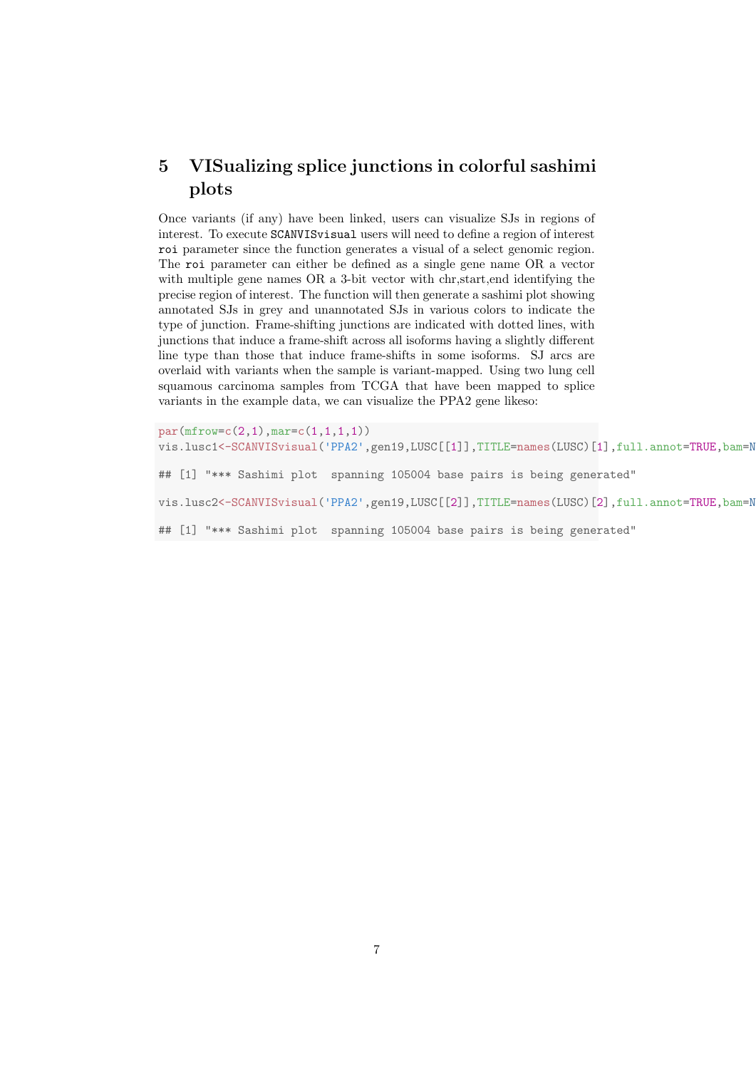# 5 VISualizing splice junctions in colorful sashimi plots

Once variants (if any) have been linked, users can visualize SJs in regions of interest. To execute `SCANVISvisual` users will need to define a region of interest `roi` parameter since the function generates a visual of a select genomic region. The `roi` parameter can either be defined as a single gene name OR a vector with multiple gene names OR a 3-bit vector with chr,start,end identifying the precise region of interest. The function will then generate a sashimi plot showing annotated SJs in grey and unannotated SJs in various colors to indicate the type of junction. Frame-shifting junctions are indicated with dotted lines, with junctions that induce a frame-shift across all isoforms having a slightly different line type than those that induce frame-shifts in some isoforms. SJ arcs are overlaid with variants when the sample is variant-mapped. Using two lung cell squamous carcinoma samples from TCGA that have been mapped to splice variants in the example data, we can visualize the PPA2 gene likeso:

```
par(mfrow=c(2,1),mar=c(1,1,1,1))
vis.lusc1<-SCANVISvisual('PPA2',gen19,LUSC[[1]],TITLE=names(LUSC)[1],full.annot=TRUE,bam=N

## [1] "*** Sashimi plot  spanning 105004 base pairs is being generated"

vis.lusc2<-SCANVISvisual('PPA2',gen19,LUSC[[2]],TITLE=names(LUSC)[2],full.annot=TRUE,bam=N

## [1] "*** Sashimi plot  spanning 105004 base pairs is being generated"
```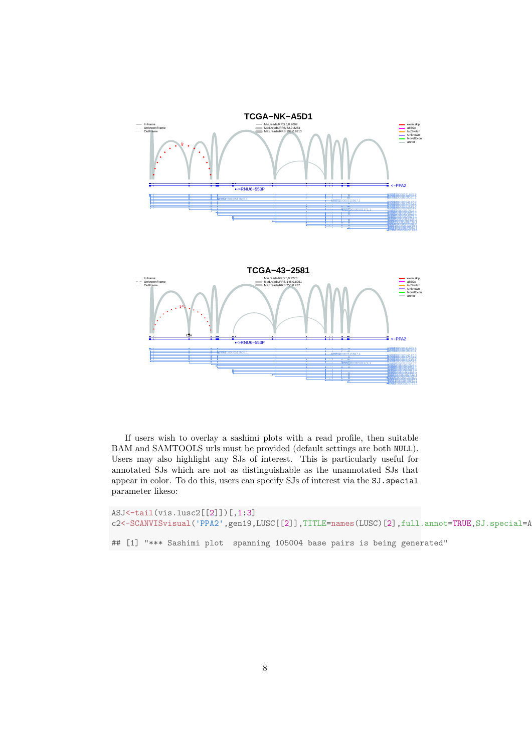If users wish to overlay a sashimi plots with a read profile, then suitable BAM and SAMTOOLS urls must be provided (default settings are both NULL). Users may also highlight any SJs of interest. This is particularly useful for annotated SJs which are not as distinguishable as the unannotated SJs that appear in color. To do this, users can specify SJs of interest via the SJ.special parameter likeso:

```
ASJ<-tail(vis.lusc2[[2]])[,1:3]
c2<-SCANVISvisual('PPA2',gen19,LUSC[[2]],TITLE=names(LUSC)[2],full.annot=TRUE,SJ.special=A

## [1] "*** Sashimi plot  spanning 105004 base pairs is being generated"
```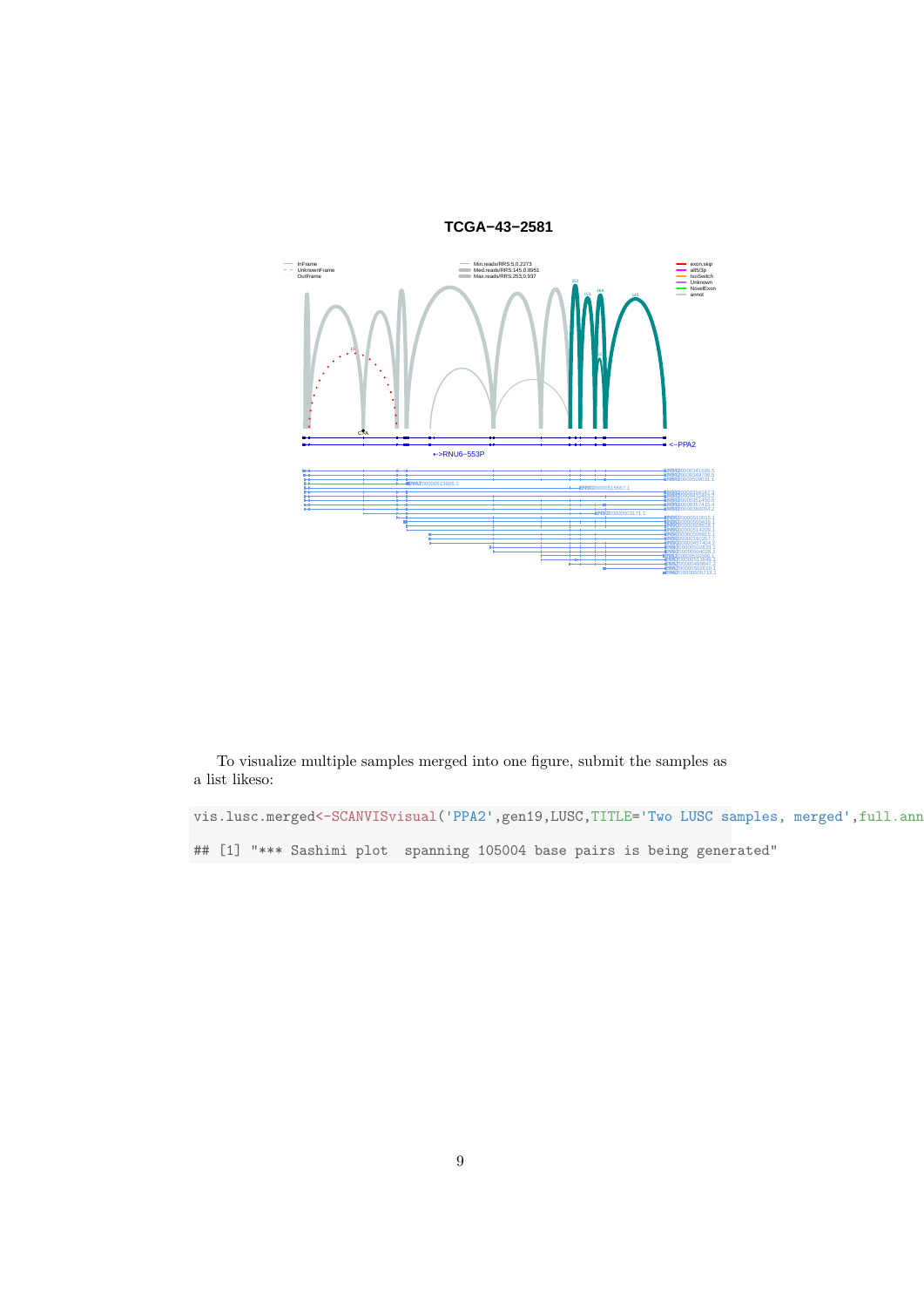To visualize multiple samples merged into one figure, submit the samples as a list likeso:

```
vis.lusc.merged<-SCANVISvisual('PPA2',gen19,LUSC,TITLE='Two LUSC samples, merged',full.ann
```

```
## [1] "*** Sashimi plot  spanning 105004 base pairs is being generated"
```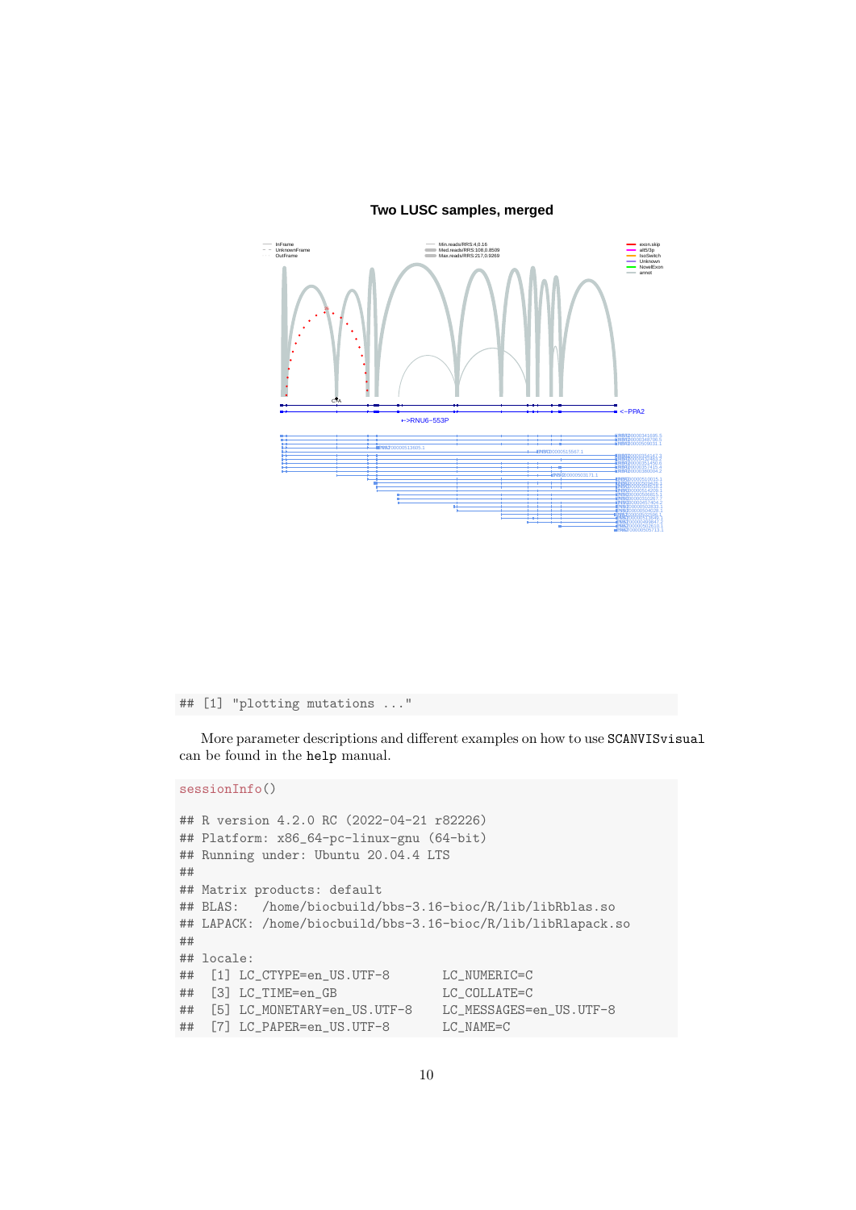```
## [1] "plotting mutations ..."
```

More parameter descriptions and different examples on how to use SCANVISvisual can be found in the help manual.

```
sessionInfo()

## R version 4.2.0 RC (2022-04-21 r82226)
## Platform: x86_64-pc-linux-gnu (64-bit)
## Running under: Ubuntu 20.04.4 LTS
##
## Matrix products: default
## BLAS:   /home/biocbuild/bbs-3.16-bioc/R/lib/libRblas.so
## LAPACK: /home/biocbuild/bbs-3.16-bioc/R/lib/libRlapack.so
##
## locale:
##  [1] LC_CTYPE=en_US.UTF-8       LC_NUMERIC=C
##  [3] LC_TIME=en_GB              LC_COLLATE=C
##  [5] LC_MONETARY=en_US.UTF-8    LC_MESSAGES=en_US.UTF-8
##  [7] LC_PAPER=en_US.UTF-8       LC_NAME=C
```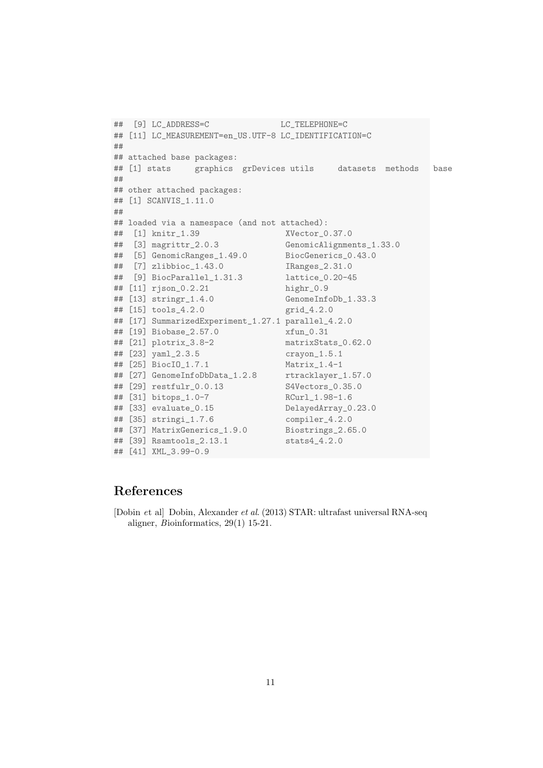```
##  [9] LC_ADDRESS=C               LC_TELEPHONE=C
## [11] LC_MEASUREMENT=en_US.UTF-8 LC_IDENTIFICATION=C
##
## attached base packages:
## [1] stats     graphics  grDevices utils     datasets  methods   base
##
## other attached packages:
## [1] SCANVIS_1.11.0
##
## loaded via a namespace (and not attached):
##  [1] knitr_1.39                  XVector_0.37.0
##  [3] magrittr_2.0.3              GenomicAlignments_1.33.0
##  [5] GenomicRanges_1.49.0        BiocGenerics_0.43.0
##  [7] zlibbioc_1.43.0             IRanges_2.31.0
##  [9] BiocParallel_1.31.3         lattice_0.20-45
## [11] rjson_0.2.21                highr_0.9
## [13] stringr_1.4.0               GenomeInfoDb_1.33.3
## [15] tools_4.2.0                 grid_4.2.0
## [17] SummarizedExperiment_1.27.1 parallel_4.2.0
## [19] Biobase_2.57.0              xfun_0.31
## [21] plotrix_3.8-2               matrixStats_0.62.0
## [23] yaml_2.3.5                  crayon_1.5.1
## [25] BiocIO_1.7.1                Matrix_1.4-1
## [27] GenomeInfoDbData_1.2.8      rtracklayer_1.57.0
## [29] restfulr_0.0.13             S4Vectors_0.35.0
## [31] bitops_1.0-7                RCurl_1.98-1.6
## [33] evaluate_0.15               DelayedArray_0.23.0
## [35] stringi_1.7.6               compiler_4.2.0
## [37] MatrixGenerics_1.9.0        Biostrings_2.65.0
## [39] Rsamtools_2.13.1            stats4_4.2.0
## [41] XML_3.99-0.9
```

# References

[Dobin *et* al] Dobin, Alexander *et al*. (2013) STAR: ultrafast universal RNA-seq aligner, *B*ioinformatics, 29(1) 15-21.